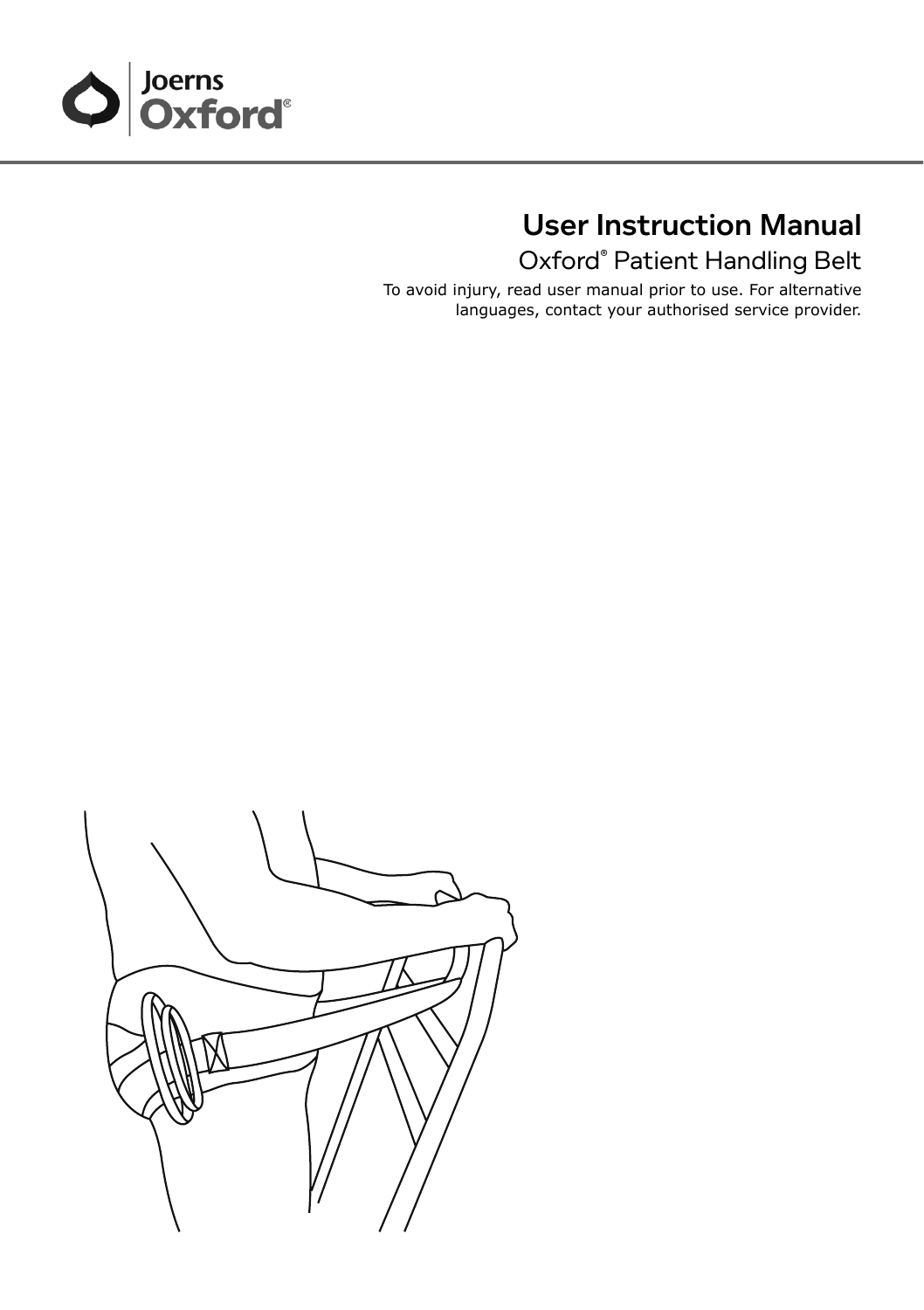Joerns Oxford®

# User Instruction Manual

## Oxford® Patient Handling Belt

To avoid injury, read user manual prior to use. For alternative languages, contact your authorised service provider.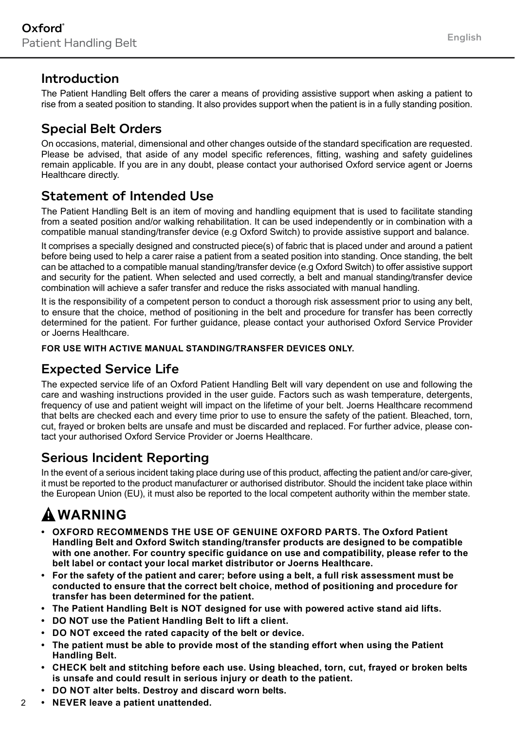## Introduction

The Patient Handling Belt offers the carer a means of providing assistive support when asking a patient to rise from a seated position to standing. It also provides support when the patient is in a fully standing position.

## Special Belt Orders

On occasions, material, dimensional and other changes outside of the standard specification are requested. Please be advised, that aside of any model specific references, fitting, washing and safety guidelines remain applicable. If you are in any doubt, please contact your authorised Oxford service agent or Joerns Healthcare directly.

## Statement of Intended Use

The Patient Handling Belt is an item of moving and handling equipment that is used to facilitate standing from a seated position and/or walking rehabilitation. It can be used independently or in combination with a compatible manual standing/transfer device (e.g Oxford Switch) to provide assistive support and balance.

It comprises a specially designed and constructed piece(s) of fabric that is placed under and around a patient before being used to help a carer raise a patient from a seated position into standing. Once standing, the belt can be attached to a compatible manual standing/transfer device (e.g Oxford Switch) to offer assistive support and security for the patient. When selected and used correctly, a belt and manual standing/transfer device combination will achieve a safer transfer and reduce the risks associated with manual handling.

It is the responsibility of a competent person to conduct a thorough risk assessment prior to using any belt, to ensure that the choice, method of positioning in the belt and procedure for transfer has been correctly determined for the patient. For further guidance, please contact your authorised Oxford Service Provider or Joerns Healthcare.

**FOR USE WITH ACTIVE MANUAL STANDING/TRANSFER DEVICES ONLY.**

## Expected Service Life

The expected service life of an Oxford Patient Handling Belt will vary dependent on use and following the care and washing instructions provided in the user guide. Factors such as wash temperature, detergents, frequency of use and patient weight will impact on the lifetime of your belt. Joerns Healthcare recommend that belts are checked each and every time prior to use to ensure the safety of the patient. Bleached, torn, cut, frayed or broken belts are unsafe and must be discarded and replaced. For further advice, please contact your authorised Oxford Service Provider or Joerns Healthcare.

## Serious Incident Reporting

In the event of a serious incident taking place during use of this product, affecting the patient and/or care-giver, it must be reported to the product manufacturer or authorised distributor. Should the incident take place within the European Union (EU), it must also be reported to the local competent authority within the member state.

## ⚠ WARNING

- **OXFORD RECOMMENDS THE USE OF GENUINE OXFORD PARTS. The Oxford Patient Handling Belt and Oxford Switch standing/transfer products are designed to be compatible with one another. For country specific guidance on use and compatibility, please refer to the belt label or contact your local market distributor or Joerns Healthcare.**
- **For the safety of the patient and carer; before using a belt, a full risk assessment must be conducted to ensure that the correct belt choice, method of positioning and procedure for transfer has been determined for the patient.**
- **The Patient Handling Belt is NOT designed for use with powered active stand aid lifts.**
- **DO NOT use the Patient Handling Belt to lift a client.**
- **DO NOT exceed the rated capacity of the belt or device.**
- **The patient must be able to provide most of the standing effort when using the Patient Handling Belt.**
- **CHECK belt and stitching before each use. Using bleached, torn, cut, frayed or broken belts is unsafe and could result in serious injury or death to the patient.**
- **DO NOT alter belts. Destroy and discard worn belts.**
- **NEVER leave a patient unattended.**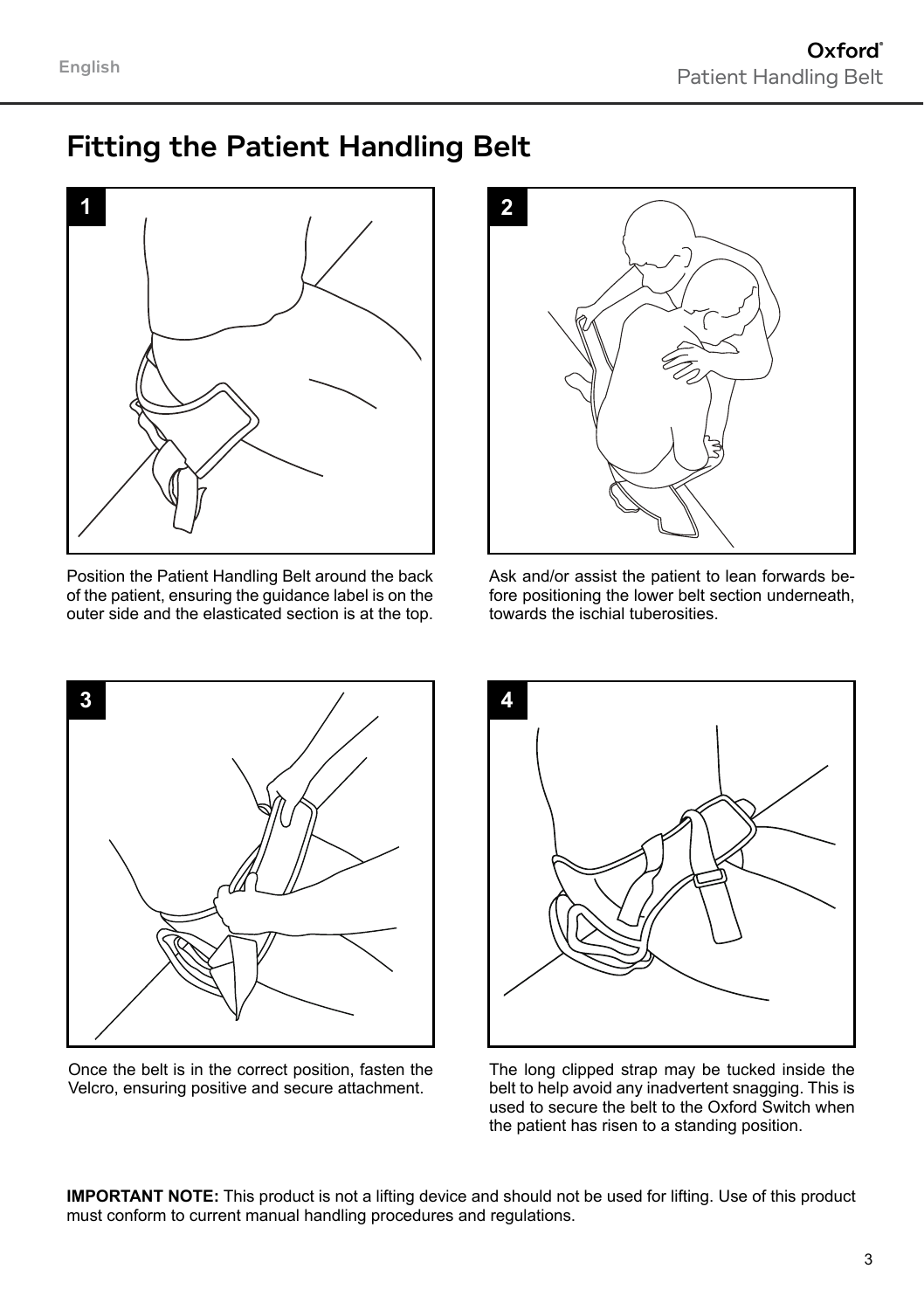# Fitting the Patient Handling Belt

1

Position the Patient Handling Belt around the back of the patient, ensuring the guidance label is on the outer side and the elasticated section is at the top.

2

Ask and/or assist the patient to lean forwards before positioning the lower belt section underneath, towards the ischial tuberosities.

3

Once the belt is in the correct position, fasten the Velcro, ensuring positive and secure attachment.

4

The long clipped strap may be tucked inside the belt to help avoid any inadvertent snagging. This is used to secure the belt to the Oxford Switch when the patient has risen to a standing position.

**IMPORTANT NOTE:** This product is not a lifting device and should not be used for lifting. Use of this product must conform to current manual handling procedures and regulations.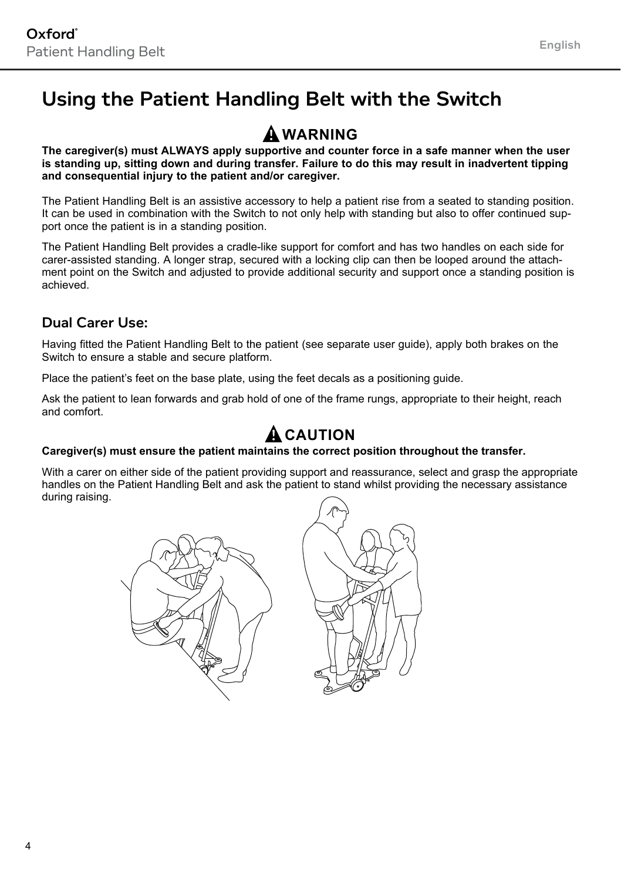# Using the Patient Handling Belt with the Switch

**⚠ WARNING**

**The caregiver(s) must ALWAYS apply supportive and counter force in a safe manner when the user is standing up, sitting down and during transfer. Failure to do this may result in inadvertent tipping and consequential injury to the patient and/or caregiver.**

The Patient Handling Belt is an assistive accessory to help a patient rise from a seated to standing position. It can be used in combination with the Switch to not only help with standing but also to offer continued support once the patient is in a standing position.

The Patient Handling Belt provides a cradle-like support for comfort and has two handles on each side for carer-assisted standing. A longer strap, secured with a locking clip can then be looped around the attachment point on the Switch and adjusted to provide additional security and support once a standing position is achieved.

## Dual Carer Use:

Having fitted the Patient Handling Belt to the patient (see separate user guide), apply both brakes on the Switch to ensure a stable and secure platform.

Place the patient's feet on the base plate, using the feet decals as a positioning guide.

Ask the patient to lean forwards and grab hold of one of the frame rungs, appropriate to their height, reach and comfort.

**⚠ CAUTION**

**Caregiver(s) must ensure the patient maintains the correct position throughout the transfer.**

With a carer on either side of the patient providing support and reassurance, select and grasp the appropriate handles on the Patient Handling Belt and ask the patient to stand whilst providing the necessary assistance during raising.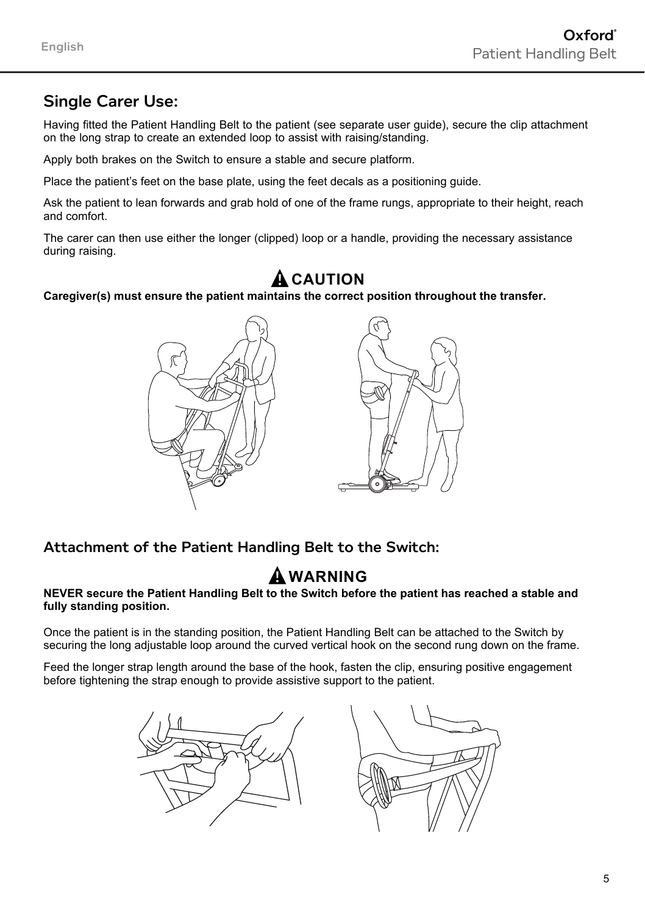## Single Carer Use:

Having fitted the Patient Handling Belt to the patient (see separate user guide), secure the clip attachment on the long strap to create an extended loop to assist with raising/standing.

Apply both brakes on the Switch to ensure a stable and secure platform.

Place the patient's feet on the base plate, using the feet decals as a positioning guide.

Ask the patient to lean forwards and grab hold of one of the frame rungs, appropriate to their height, reach and comfort.

The carer can then use either the longer (clipped) loop or a handle, providing the necessary assistance during raising.

**⚠ CAUTION**

**Caregiver(s) must ensure the patient maintains the correct position throughout the transfer.**

## Attachment of the Patient Handling Belt to the Switch:

**⚠ WARNING**

**NEVER secure the Patient Handling Belt to the Switch before the patient has reached a stable and fully standing position.**

Once the patient is in the standing position, the Patient Handling Belt can be attached to the Switch by securing the long adjustable loop around the curved vertical hook on the second rung down on the frame.

Feed the longer strap length around the base of the hook, fasten the clip, ensuring positive engagement before tightening the strap enough to provide assistive support to the patient.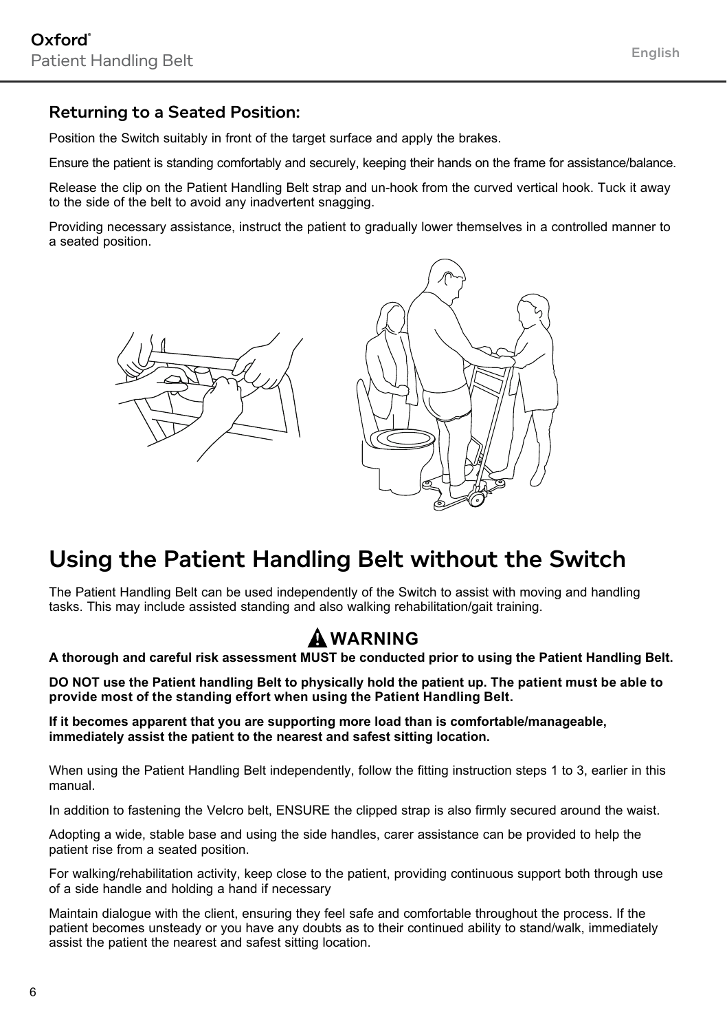### Returning to a Seated Position:

Position the Switch suitably in front of the target surface and apply the brakes.

Ensure the patient is standing comfortably and securely, keeping their hands on the frame for assistance/balance.

Release the clip on the Patient Handling Belt strap and un-hook from the curved vertical hook. Tuck it away to the side of the belt to avoid any inadvertent snagging.

Providing necessary assistance, instruct the patient to gradually lower themselves in a controlled manner to a seated position.

## Using the Patient Handling Belt without the Switch

The Patient Handling Belt can be used independently of the Switch to assist with moving and handling tasks. This may include assisted standing and also walking rehabilitation/gait training.

**⚠ WARNING**

**A thorough and careful risk assessment MUST be conducted prior to using the Patient Handling Belt.**

**DO NOT use the Patient handling Belt to physically hold the patient up. The patient must be able to provide most of the standing effort when using the Patient Handling Belt.**

**If it becomes apparent that you are supporting more load than is comfortable/manageable, immediately assist the patient to the nearest and safest sitting location.**

When using the Patient Handling Belt independently, follow the fitting instruction steps 1 to 3, earlier in this manual.

In addition to fastening the Velcro belt, ENSURE the clipped strap is also firmly secured around the waist.

Adopting a wide, stable base and using the side handles, carer assistance can be provided to help the patient rise from a seated position.

For walking/rehabilitation activity, keep close to the patient, providing continuous support both through use of a side handle and holding a hand if necessary

Maintain dialogue with the client, ensuring they feel safe and comfortable throughout the process. If the patient becomes unsteady or you have any doubts as to their continued ability to stand/walk, immediately assist the patient the nearest and safest sitting location.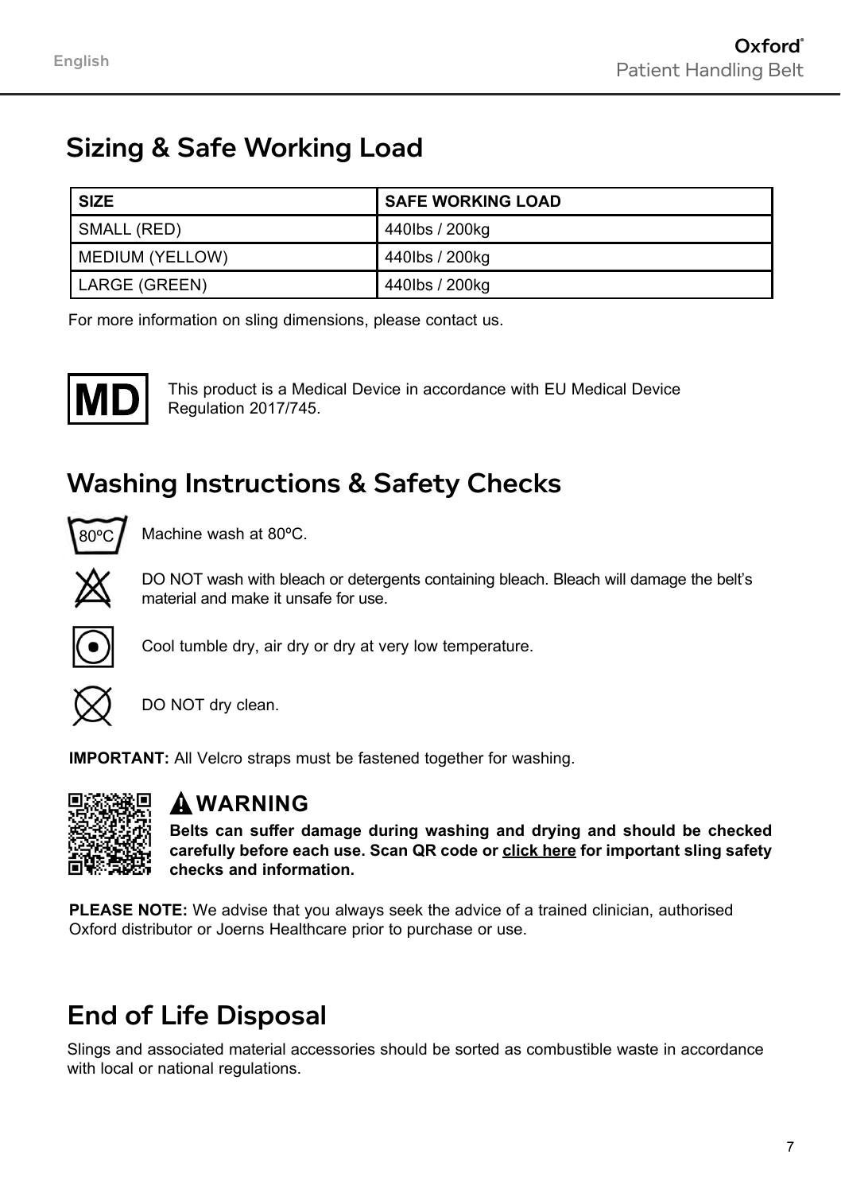## Sizing & Safe Working Load

| SIZE | SAFE WORKING LOAD |
| --- | --- |
| SMALL (RED) | 440lbs / 200kg |
| MEDIUM (YELLOW) | 440lbs / 200kg |
| LARGE (GREEN) | 440lbs / 200kg |

For more information on sling dimensions, please contact us.

MD

This product is a Medical Device in accordance with EU Medical Device Regulation 2017/745.

## Washing Instructions & Safety Checks

80ºC

Machine wash at 80ºC.

DO NOT wash with bleach or detergents containing bleach. Bleach will damage the belt's material and make it unsafe for use.

Cool tumble dry, air dry or dry at very low temperature.

DO NOT dry clean.

**IMPORTANT:** All Velcro straps must be fastened together for washing.

### WARNING

**Belts can suffer damage during washing and drying and should be checked carefully before each use. Scan QR code or click here for important sling safety checks and information.**

**PLEASE NOTE:** We advise that you always seek the advice of a trained clinician, authorised Oxford distributor or Joerns Healthcare prior to purchase or use.

## End of Life Disposal

Slings and associated material accessories should be sorted as combustible waste in accordance with local or national regulations.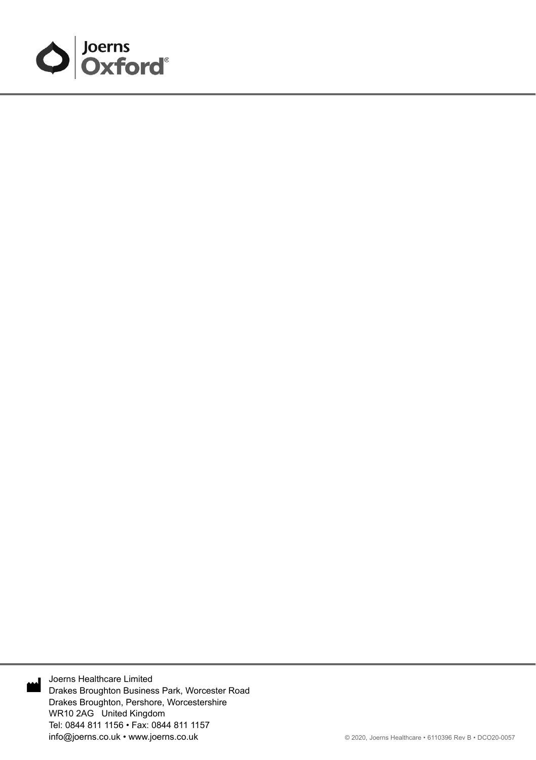Joerns Oxford®

Joerns Healthcare Limited
Drakes Broughton Business Park, Worcester Road
Drakes Broughton, Pershore, Worcestershire
WR10 2AG United Kingdom
Tel: 0844 811 1156 • Fax: 0844 811 1157
info@joerns.co.uk • www.joerns.co.uk

© 2020, Joerns Healthcare • 6110396 Rev B • DCO20-0057